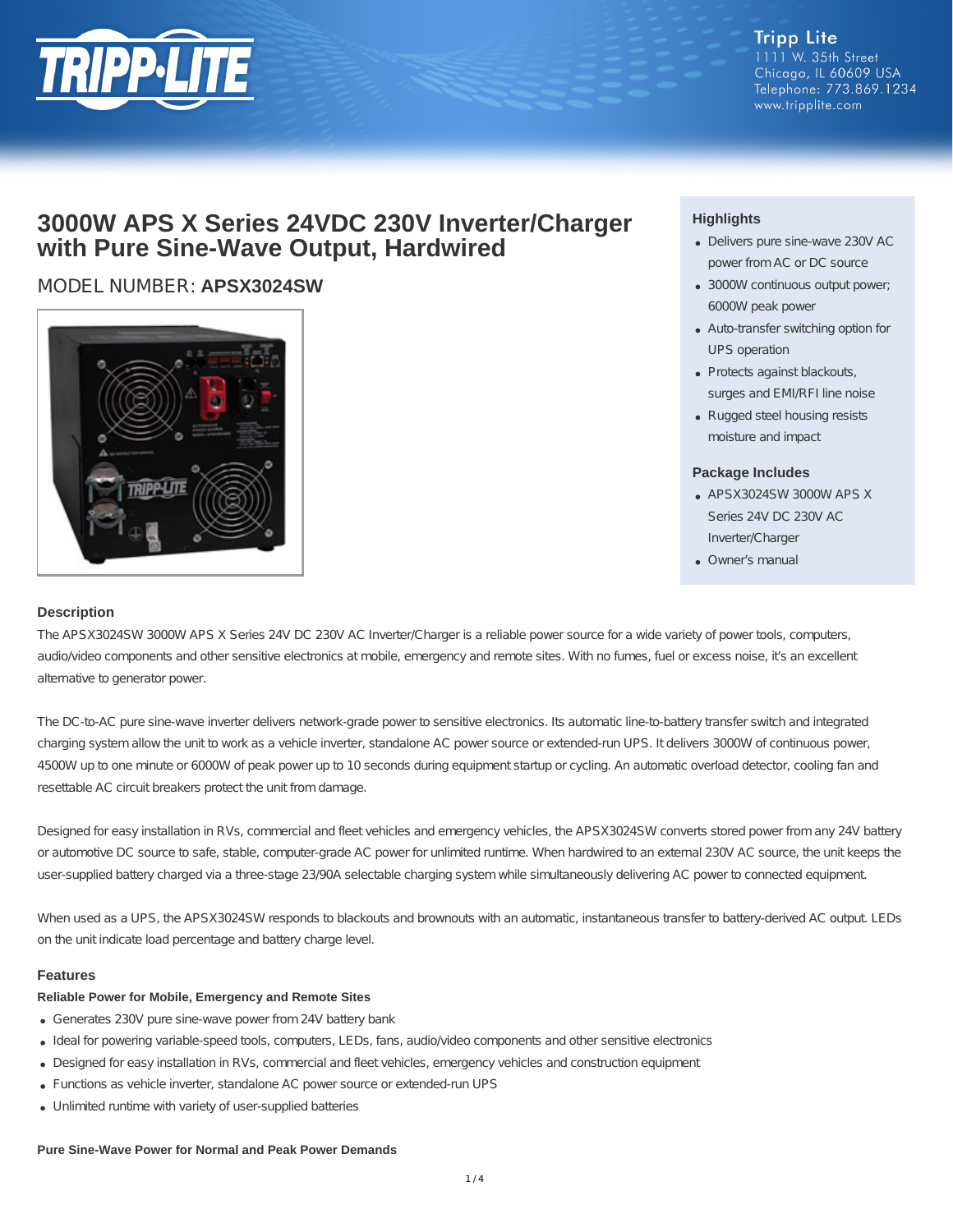Tripp Lite
1111 W. 35th Street
Chicago, IL 60609 USA
Telephone: 773.869.1234
www.tripplite.com

# 3000W APS X Series 24VDC 230V Inverter/Charger with Pure Sine-Wave Output, Hardwired

## MODEL NUMBER: **APSX3024SW**

### Highlights

- Delivers pure sine-wave 230V AC power from AC or DC source
- 3000W continuous output power; 6000W peak power
- Auto-transfer switching option for UPS operation
- Protects against blackouts, surges and EMI/RFI line noise
- Rugged steel housing resists moisture and impact

### Package Includes

- APSX3024SW 3000W APS X Series 24V DC 230V AC Inverter/Charger
- Owner's manual

### Description

The APSX3024SW 3000W APS X Series 24V DC 230V AC Inverter/Charger is a reliable power source for a wide variety of power tools, computers, audio/video components and other sensitive electronics at mobile, emergency and remote sites. With no fumes, fuel or excess noise, it's an excellent alternative to generator power.

The DC-to-AC pure sine-wave inverter delivers network-grade power to sensitive electronics. Its automatic line-to-battery transfer switch and integrated charging system allow the unit to work as a vehicle inverter, standalone AC power source or extended-run UPS. It delivers 3000W of continuous power, 4500W up to one minute or 6000W of peak power up to 10 seconds during equipment startup or cycling. An automatic overload detector, cooling fan and resettable AC circuit breakers protect the unit from damage.

Designed for easy installation in RVs, commercial and fleet vehicles and emergency vehicles, the APSX3024SW converts stored power from any 24V battery or automotive DC source to safe, stable, computer-grade AC power for unlimited runtime. When hardwired to an external 230V AC source, the unit keeps the user-supplied battery charged via a three-stage 23/90A selectable charging system while simultaneously delivering AC power to connected equipment.

When used as a UPS, the APSX3024SW responds to blackouts and brownouts with an automatic, instantaneous transfer to battery-derived AC output. LEDs on the unit indicate load percentage and battery charge level.

### Features

#### Reliable Power for Mobile, Emergency and Remote Sites

- Generates 230V pure sine-wave power from 24V battery bank
- Ideal for powering variable-speed tools, computers, LEDs, fans, audio/video components and other sensitive electronics
- Designed for easy installation in RVs, commercial and fleet vehicles, emergency vehicles and construction equipment
- Functions as vehicle inverter, standalone AC power source or extended-run UPS
- Unlimited runtime with variety of user-supplied batteries

#### Pure Sine-Wave Power for Normal and Peak Power Demands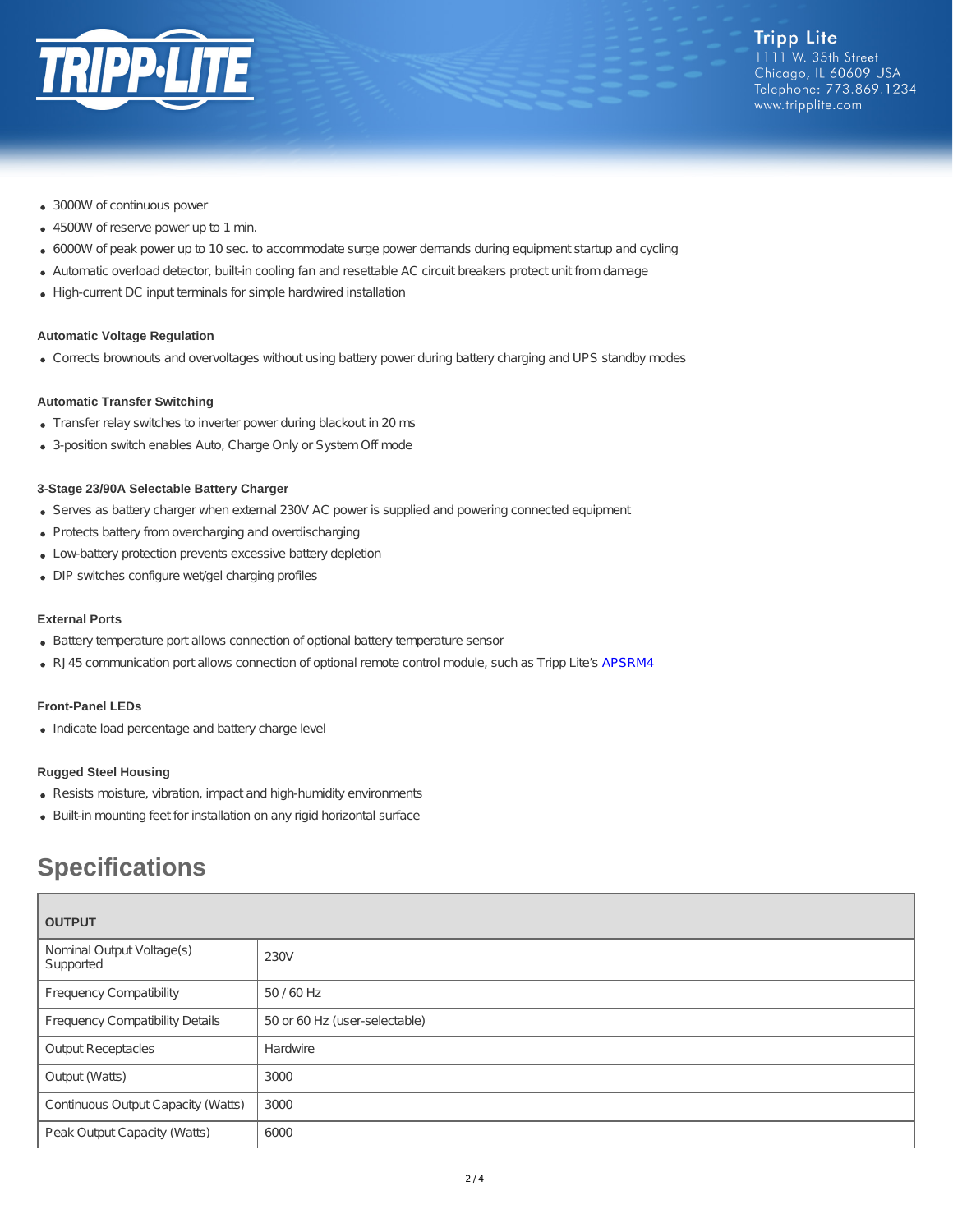- 3000W of continuous power
- 4500W of reserve power up to 1 min.
- 6000W of peak power up to 10 sec. to accommodate surge power demands during equipment startup and cycling
- Automatic overload detector, built-in cooling fan and resettable AC circuit breakers protect unit from damage
- High-current DC input terminals for simple hardwired installation

**Automatic Voltage Regulation**

- Corrects brownouts and overvoltages without using battery power during battery charging and UPS standby modes

**Automatic Transfer Switching**

- Transfer relay switches to inverter power during blackout in 20 ms
- 3-position switch enables Auto, Charge Only or System Off mode

**3-Stage 23/90A Selectable Battery Charger**

- Serves as battery charger when external 230V AC power is supplied and powering connected equipment
- Protects battery from overcharging and overdischarging
- Low-battery protection prevents excessive battery depletion
- DIP switches configure wet/gel charging profiles

**External Ports**

- Battery temperature port allows connection of optional battery temperature sensor
- RJ45 communication port allows connection of optional remote control module, such as Tripp Lite's APSRM4

**Front-Panel LEDs**

- Indicate load percentage and battery charge level

**Rugged Steel Housing**

- Resists moisture, vibration, impact and high-humidity environments
- Built-in mounting feet for installation on any rigid horizontal surface

## Specifications

| OUTPUT | |
|---|---|
| Nominal Output Voltage(s) Supported | 230V |
| Frequency Compatibility | 50 / 60 Hz |
| Frequency Compatibility Details | 50 or 60 Hz (user-selectable) |
| Output Receptacles | Hardwire |
| Output (Watts) | 3000 |
| Continuous Output Capacity (Watts) | 3000 |
| Peak Output Capacity (Watts) | 6000 |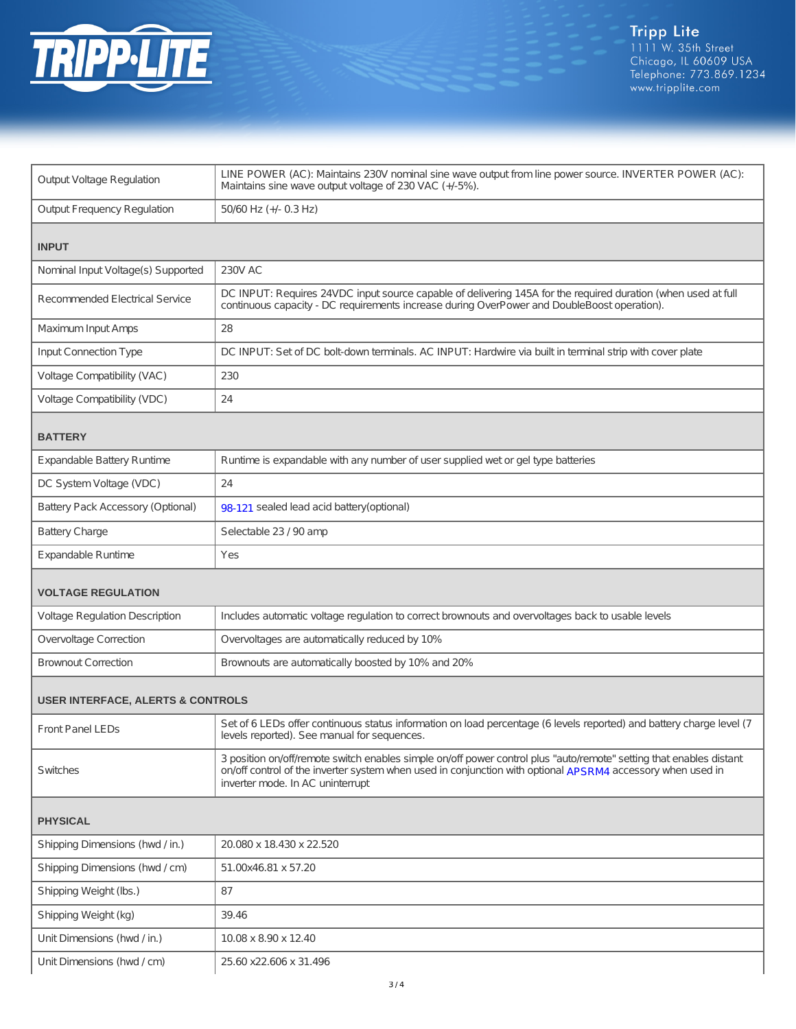| | |
|---|---|
| Output Voltage Regulation | LINE POWER (AC): Maintains 230V nominal sine wave output from line power source. INVERTER POWER (AC): Maintains sine wave output voltage of 230 VAC (+/-5%). |
| Output Frequency Regulation | 50/60 Hz (+/- 0.3 Hz) |
| **INPUT** | |
| Nominal Input Voltage(s) Supported | 230V AC |
| Recommended Electrical Service | DC INPUT: Requires 24VDC input source capable of delivering 145A for the required duration (when used at full continuous capacity - DC requirements increase during OverPower and DoubleBoost operation). |
| Maximum Input Amps | 28 |
| Input Connection Type | DC INPUT: Set of DC bolt-down terminals. AC INPUT: Hardwire via built in terminal strip with cover plate |
| Voltage Compatibility (VAC) | 230 |
| Voltage Compatibility (VDC) | 24 |
| **BATTERY** | |
| Expandable Battery Runtime | Runtime is expandable with any number of user supplied wet or gel type batteries |
| DC System Voltage (VDC) | 24 |
| Battery Pack Accessory (Optional) | 98-121 sealed lead acid battery(optional) |
| Battery Charge | Selectable 23 / 90 amp |
| Expandable Runtime | Yes |
| **VOLTAGE REGULATION** | |
| Voltage Regulation Description | Includes automatic voltage regulation to correct brownouts and overvoltages back to usable levels |
| Overvoltage Correction | Overvoltages are automatically reduced by 10% |
| Brownout Correction | Brownouts are automatically boosted by 10% and 20% |
| **USER INTERFACE, ALERTS & CONTROLS** | |
| Front Panel LEDs | Set of 6 LEDs offer continuous status information on load percentage (6 levels reported) and battery charge level (7 levels reported). See manual for sequences. |
| Switches | 3 position on/off/remote switch enables simple on/off power control plus "auto/remote" setting that enables distant on/off control of the inverter system when used in conjunction with optional APSRM4 accessory when used in inverter mode. In AC uninterrupt |
| **PHYSICAL** | |
| Shipping Dimensions (hwd / in.) | 20.080 x 18.430 x 22.520 |
| Shipping Dimensions (hwd / cm) | 51.00x46.81 x 57.20 |
| Shipping Weight (lbs.) | 87 |
| Shipping Weight (kg) | 39.46 |
| Unit Dimensions (hwd / in.) | 10.08 x 8.90 x 12.40 |
| Unit Dimensions (hwd / cm) | 25.60 x22.606 x 31.496 |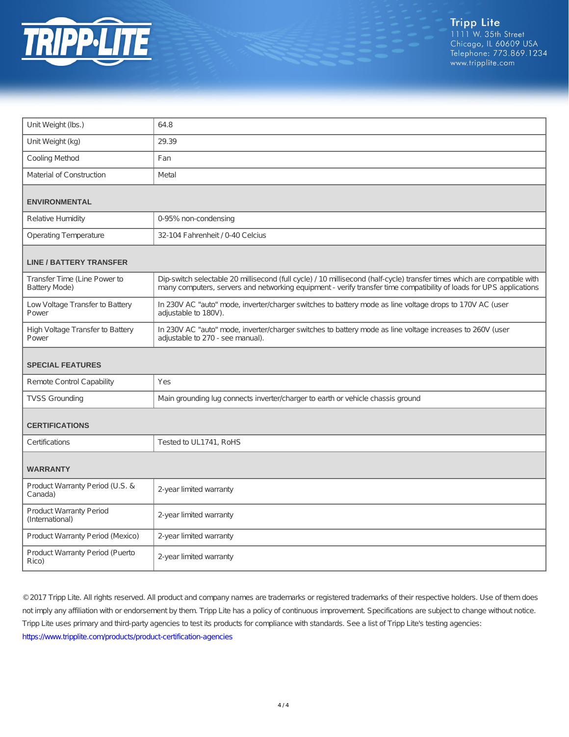Tripp Lite
1111 W. 35th Street
Chicago, IL 60609 USA
Telephone: 773.869.1234
www.tripplite.com

| | |
|---|---|
| Unit Weight (lbs.) | 64.8 |
| Unit Weight (kg) | 29.39 |
| Cooling Method | Fan |
| Material of Construction | Metal |
| **ENVIRONMENTAL** | |
| Relative Humidity | 0-95% non-condensing |
| Operating Temperature | 32-104 Fahrenheit / 0-40 Celcius |
| **LINE / BATTERY TRANSFER** | |
| Transfer Time (Line Power to Battery Mode) | Dip-switch selectable 20 millisecond (full cycle) / 10 millisecond (half-cycle) transfer times which are compatible with many computers, servers and networking equipment - verify transfer time compatibility of loads for UPS applications |
| Low Voltage Transfer to Battery Power | In 230V AC "auto" mode, inverter/charger switches to battery mode as line voltage drops to 170V AC (user adjustable to 180V). |
| High Voltage Transfer to Battery Power | In 230V AC "auto" mode, inverter/charger switches to battery mode as line voltage increases to 260V (user adjustable to 270 - see manual). |
| **SPECIAL FEATURES** | |
| Remote Control Capability | Yes |
| TVSS Grounding | Main grounding lug connects inverter/charger to earth or vehicle chassis ground |
| **CERTIFICATIONS** | |
| Certifications | Tested to UL1741, RoHS |
| **WARRANTY** | |
| Product Warranty Period (U.S. & Canada) | 2-year limited warranty |
| Product Warranty Period (International) | 2-year limited warranty |
| Product Warranty Period (Mexico) | 2-year limited warranty |
| Product Warranty Period (Puerto Rico) | 2-year limited warranty |

© 2017 Tripp Lite. All rights reserved. All product and company names are trademarks or registered trademarks of their respective holders. Use of them does not imply any affiliation with or endorsement by them. Tripp Lite has a policy of continuous improvement. Specifications are subject to change without notice. Tripp Lite uses primary and third-party agencies to test its products for compliance with standards. See a list of Tripp Lite's testing agencies: https://www.tripplite.com/products/product-certification-agencies